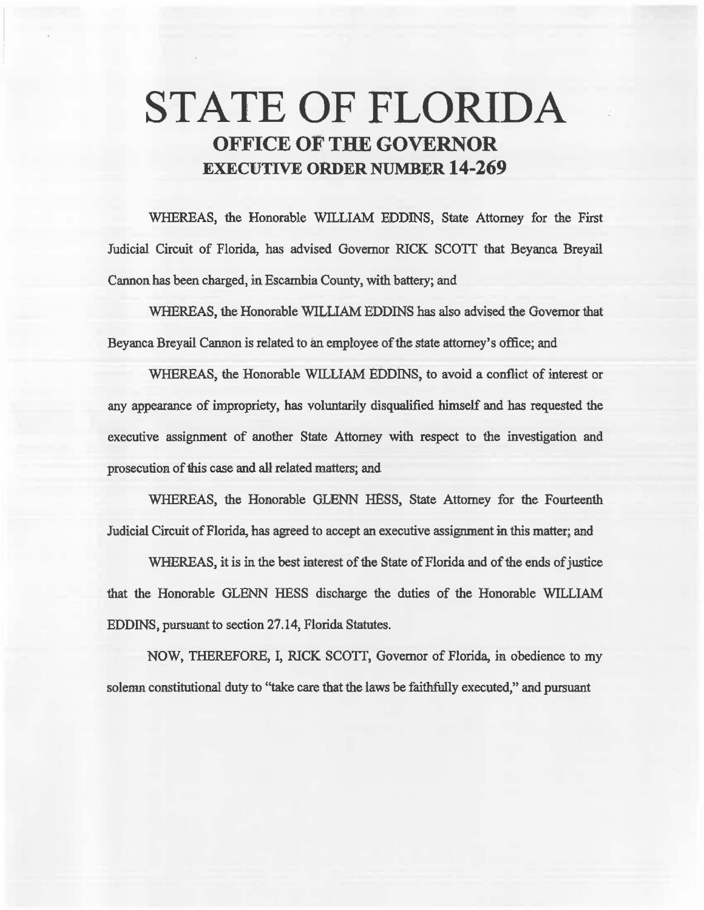# STATE OF FLORIDA

## OFFICE OF THE GOVERNOR

## EXECUTIVE ORDER NUMBER 14-269

WHEREAS, the Honorable WILLIAM EDDINS, State Attorney for the First Judicial Circuit of Florida, has advised Governor RICK SCOTT that Beyanca Breyail Cannon has been charged, in Escambia County, with battery; and

WHEREAS, the Honorable WILLIAM EDDINS has also advised the Governor that Beyanca Breyail Cannon is related to an employee of the state attorney's office; and

WHEREAS, the Honorable WILLIAM EDDINS, to avoid a conflict of interest or any appearance of impropriety, has voluntarily disqualified himself and has requested the executive assignment of another State Attorney with respect to the investigation and prosecution of this case and all related matters; and

WHEREAS, the Honorable GLENN HESS, State Attorney for the Fourteenth Judicial Circuit of Florida, has agreed to accept an executive assignment in this matter; and

WHEREAS, it is in the best interest of the State of Florida and of the ends of justice that the Honorable GLENN HESS discharge the duties of the Honorable WILLIAM EDDINS, pursuant to section 27.14, Florida Statutes.

NOW, THEREFORE, I, RICK SCOTT, Governor of Florida, in obedience to my solemn constitutional duty to "take care that the laws be faithfully executed," and pursuant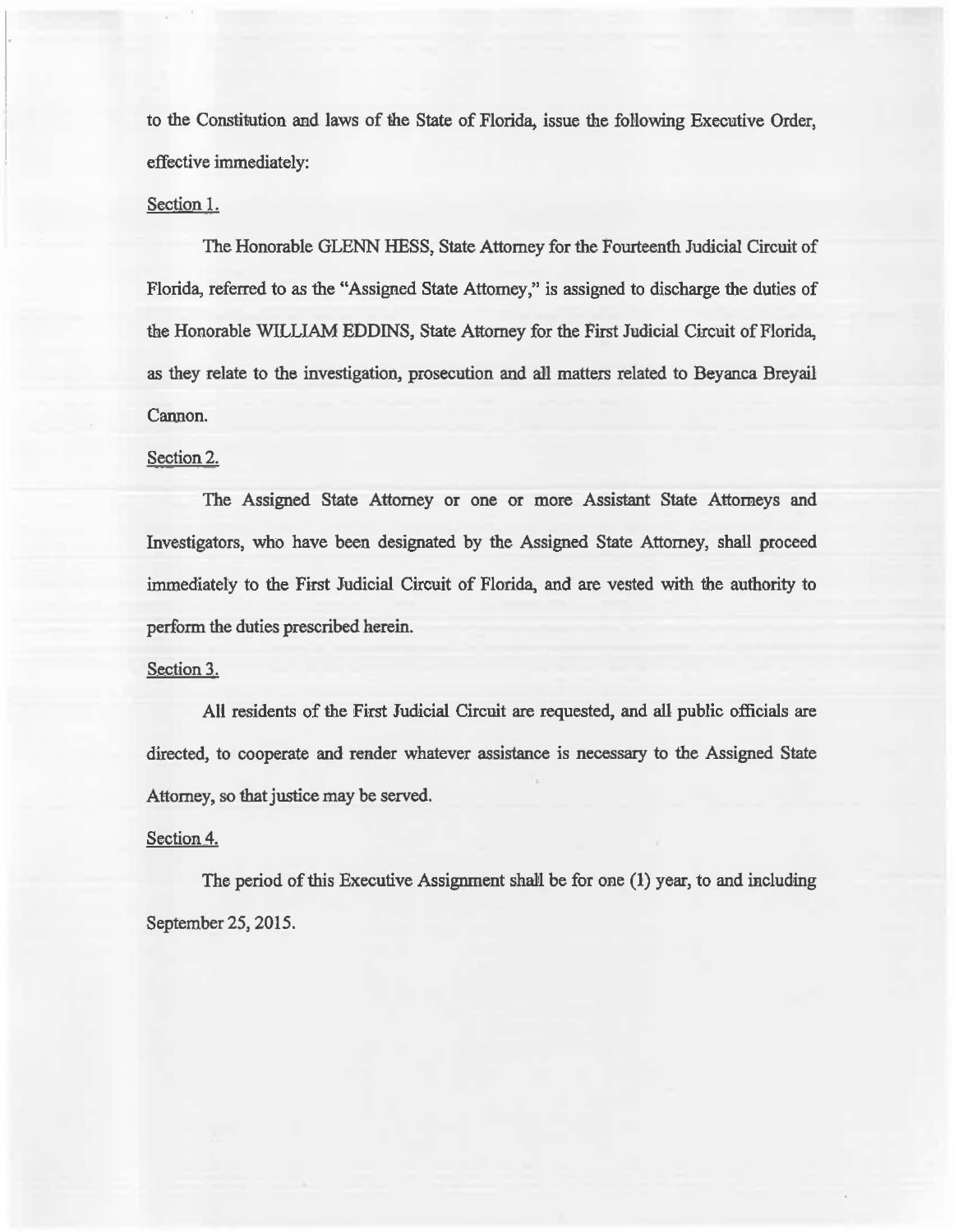to the Constitution and laws of the State of Florida, issue the following Executive Order, effective immediately:

Section 1.

The Honorable GLENN HESS, State Attorney for the Fourteenth Judicial Circuit of Florida, referred to as the "Assigned State Attorney," is assigned to discharge the duties of the Honorable WILLIAM EDDINS, State Attorney for the First Judicial Circuit of Florida, as they relate to the investigation, prosecution and all matters related to Beyanca Breyail Cannon.

Section 2.

The Assigned State Attorney or one or more Assistant State Attorneys and Investigators, who have been designated by the Assigned State Attorney, shall proceed immediately to the First Judicial Circuit of Florida, and are vested with the authority to perform the duties prescribed herein.

Section 3.

All residents of the First Judicial Circuit are requested, and all public officials are directed, to cooperate and render whatever assistance is necessary to the Assigned State Attorney, so that justice may be served.

Section 4.

The period of this Executive Assignment shall be for one (1) year, to and including September 25, 2015.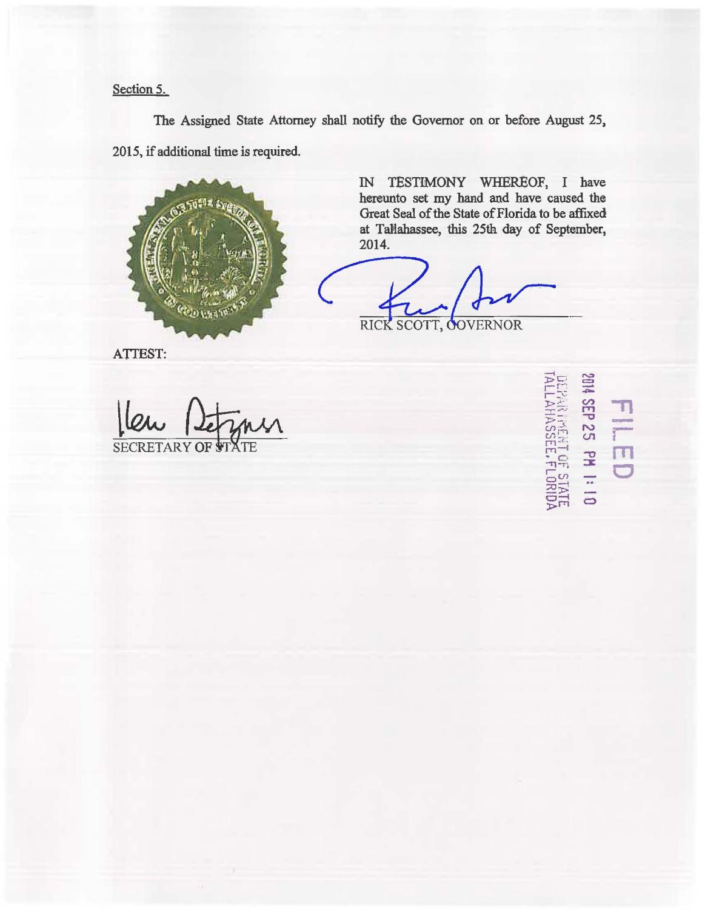Section 5.

The Assigned State Attorney shall notify the Governor on or before August 25, 2015, if additional time is required.

IN TESTIMONY WHEREOF, I have hereunto set my hand and have caused the Great Seal of the State of Florida to be affixed at Tallahassee, this 25th day of September, 2014.

RICK SCOTT, GOVERNOR

ATTEST:

SECRETARY OF STATE

FILED

2014 SEP 25 PM 1:10

DEPARTMENT OF STATE
TALLAHASSEE, FLORIDA